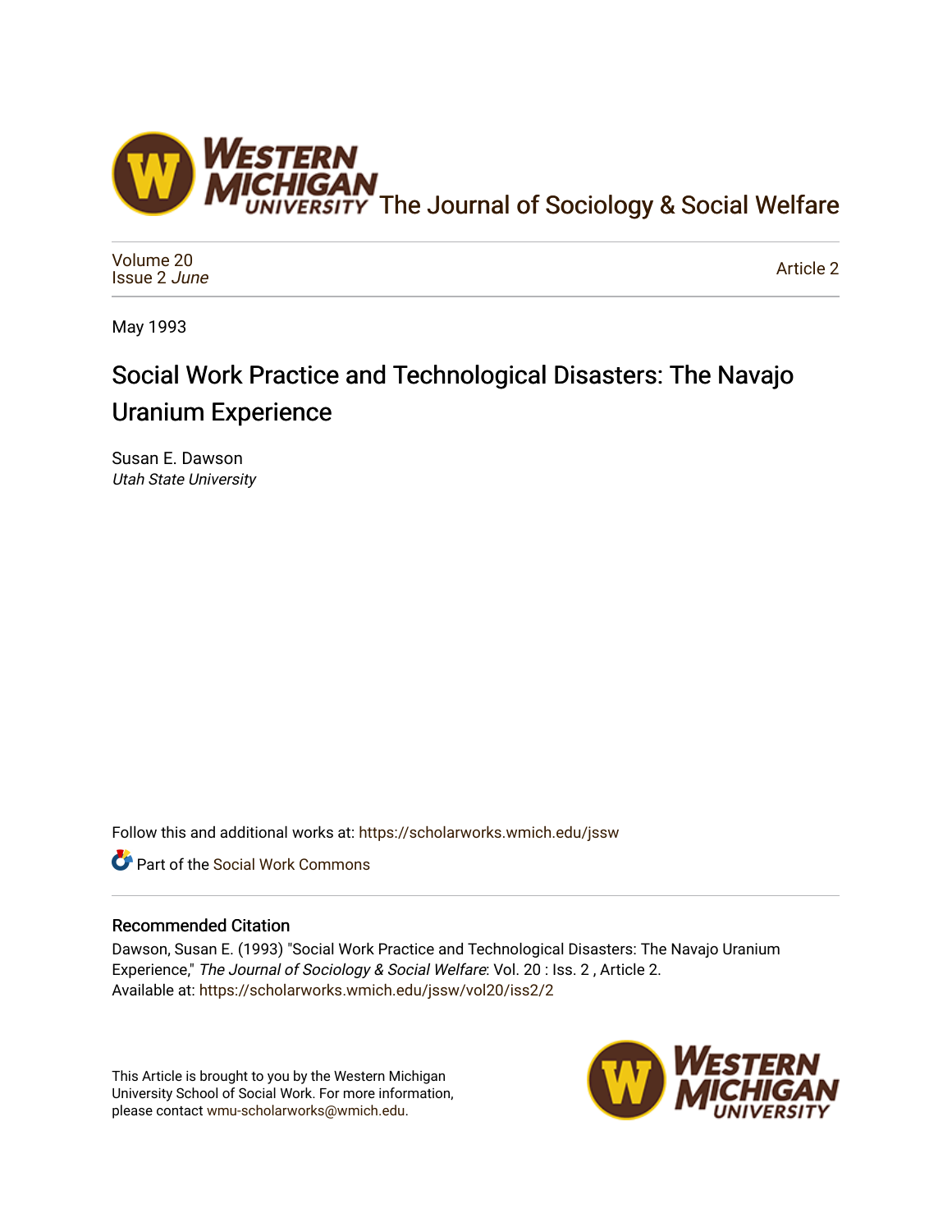The Journal of Sociology & Social Welfare

Volume 20
Issue 2 *June*

Article 2

May 1993

# Social Work Practice and Technological Disasters: The Navajo Uranium Experience

Susan E. Dawson
*Utah State University*

Follow this and additional works at: https://scholarworks.wmich.edu/jssw

Part of the Social Work Commons

## Recommended Citation

Dawson, Susan E. (1993) "Social Work Practice and Technological Disasters: The Navajo Uranium Experience," *The Journal of Sociology & Social Welfare*: Vol. 20 : Iss. 2 , Article 2.
Available at: https://scholarworks.wmich.edu/jssw/vol20/iss2/2

This Article is brought to you by the Western Michigan University School of Social Work. For more information, please contact wmu-scholarworks@wmich.edu.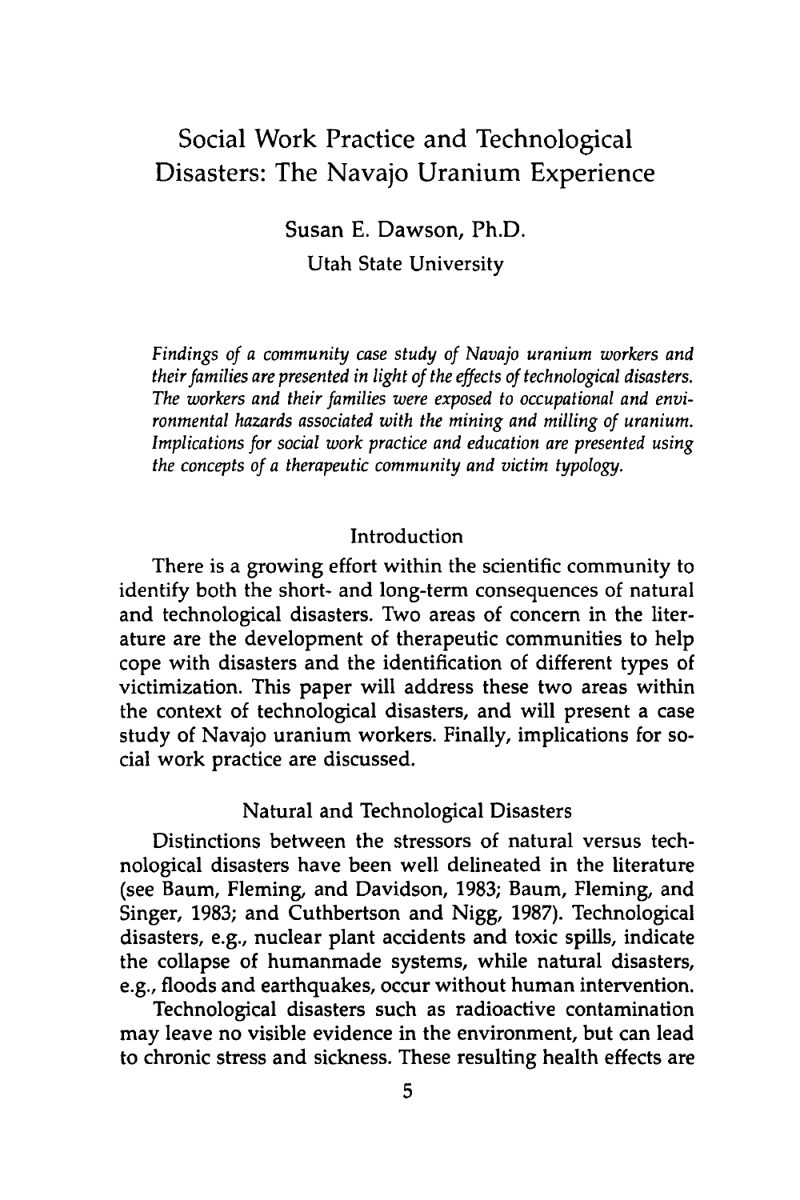# Social Work Practice and Technological Disasters: The Navajo Uranium Experience

Susan E. Dawson, Ph.D.

Utah State University

*Findings of a community case study of Navajo uranium workers and their families are presented in light of the effects of technological disasters. The workers and their families were exposed to occupational and environmental hazards associated with the mining and milling of uranium. Implications for social work practice and education are presented using the concepts of a therapeutic community and victim typology.*

## Introduction

There is a growing effort within the scientific community to identify both the short- and long-term consequences of natural and technological disasters. Two areas of concern in the literature are the development of therapeutic communities to help cope with disasters and the identification of different types of victimization. This paper will address these two areas within the context of technological disasters, and will present a case study of Navajo uranium workers. Finally, implications for social work practice are discussed.

## Natural and Technological Disasters

Distinctions between the stressors of natural versus technological disasters have been well delineated in the literature (see Baum, Fleming, and Davidson, 1983; Baum, Fleming, and Singer, 1983; and Cuthbertson and Nigg, 1987). Technological disasters, e.g., nuclear plant accidents and toxic spills, indicate the collapse of humanmade systems, while natural disasters, e.g., floods and earthquakes, occur without human intervention.

Technological disasters such as radioactive contamination may leave no visible evidence in the environment, but can lead to chronic stress and sickness. These resulting health effects are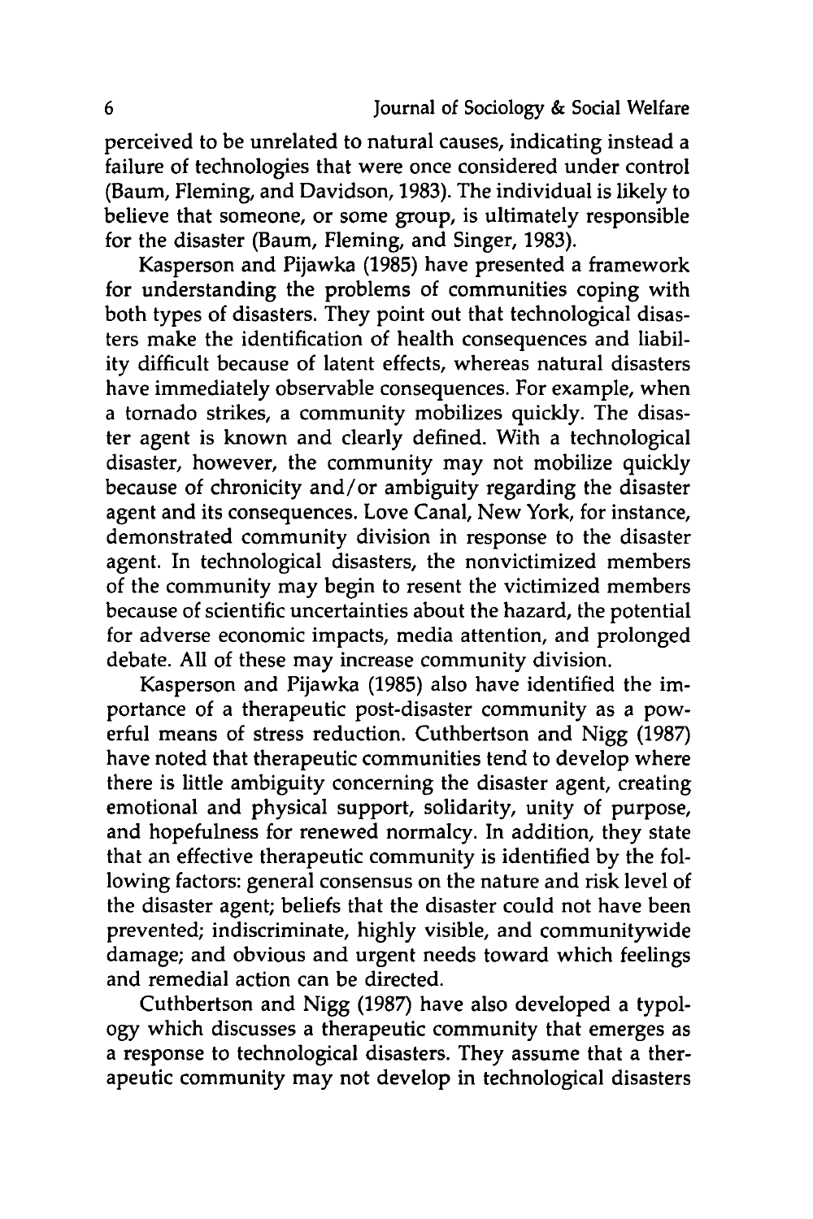perceived to be unrelated to natural causes, indicating instead a failure of technologies that were once considered under control (Baum, Fleming, and Davidson, 1983). The individual is likely to believe that someone, or some group, is ultimately responsible for the disaster (Baum, Fleming, and Singer, 1983).

Kasperson and Pijawka (1985) have presented a framework for understanding the problems of communities coping with both types of disasters. They point out that technological disasters make the identification of health consequences and liability difficult because of latent effects, whereas natural disasters have immediately observable consequences. For example, when a tornado strikes, a community mobilizes quickly. The disaster agent is known and clearly defined. With a technological disaster, however, the community may not mobilize quickly because of chronicity and/or ambiguity regarding the disaster agent and its consequences. Love Canal, New York, for instance, demonstrated community division in response to the disaster agent. In technological disasters, the nonvictimized members of the community may begin to resent the victimized members because of scientific uncertainties about the hazard, the potential for adverse economic impacts, media attention, and prolonged debate. All of these may increase community division.

Kasperson and Pijawka (1985) also have identified the importance of a therapeutic post-disaster community as a powerful means of stress reduction. Cuthbertson and Nigg (1987) have noted that therapeutic communities tend to develop where there is little ambiguity concerning the disaster agent, creating emotional and physical support, solidarity, unity of purpose, and hopefulness for renewed normalcy. In addition, they state that an effective therapeutic community is identified by the following factors: general consensus on the nature and risk level of the disaster agent; beliefs that the disaster could not have been prevented; indiscriminate, highly visible, and communitywide damage; and obvious and urgent needs toward which feelings and remedial action can be directed.

Cuthbertson and Nigg (1987) have also developed a typology which discusses a therapeutic community that emerges as a response to technological disasters. They assume that a therapeutic community may not develop in technological disasters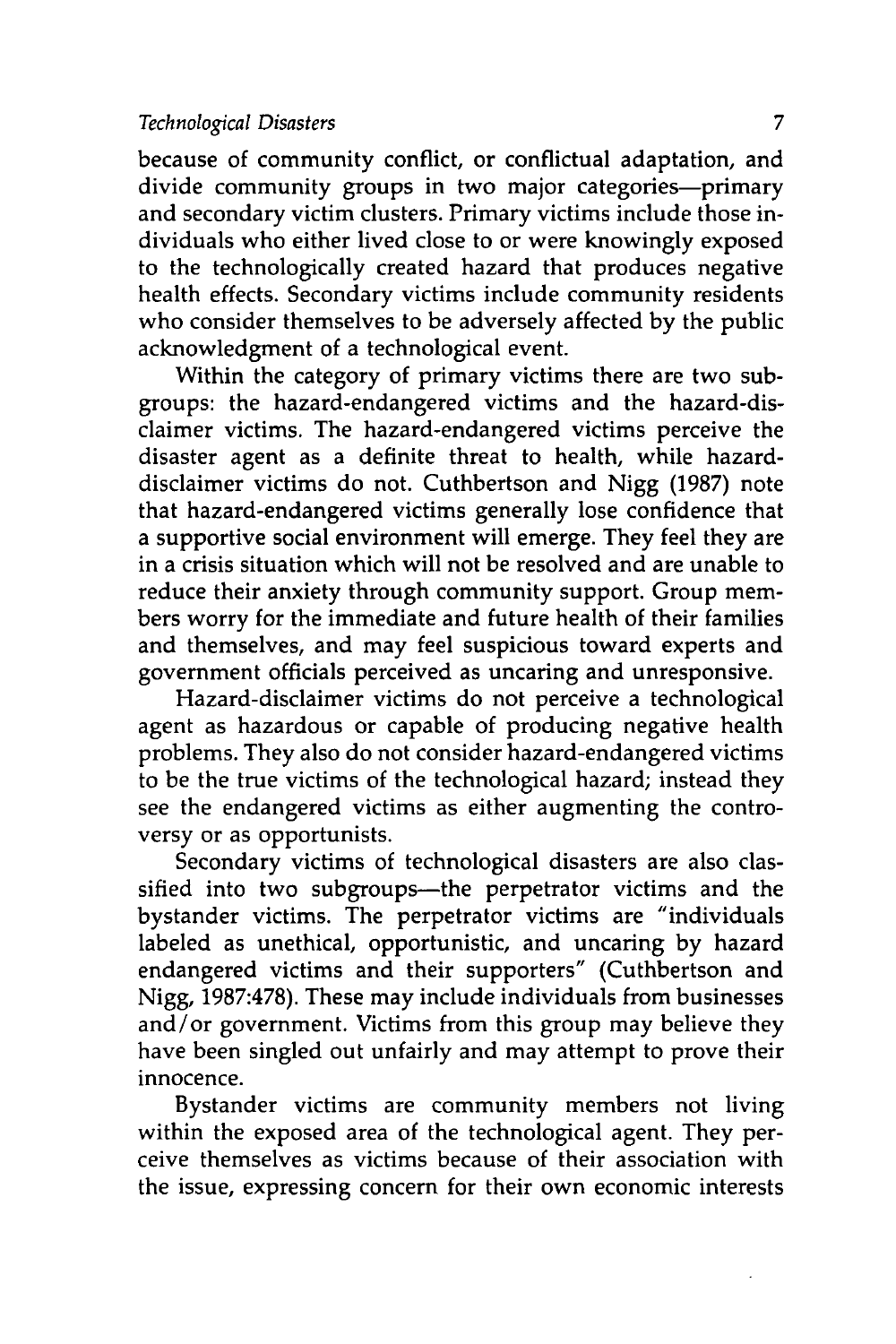because of community conflict, or conflictual adaptation, and divide community groups in two major categories—primary and secondary victim clusters. Primary victims include those individuals who either lived close to or were knowingly exposed to the technologically created hazard that produces negative health effects. Secondary victims include community residents who consider themselves to be adversely affected by the public acknowledgment of a technological event.

Within the category of primary victims there are two subgroups: the hazard-endangered victims and the hazard-disclaimer victims. The hazard-endangered victims perceive the disaster agent as a definite threat to health, while hazard-disclaimer victims do not. Cuthbertson and Nigg (1987) note that hazard-endangered victims generally lose confidence that a supportive social environment will emerge. They feel they are in a crisis situation which will not be resolved and are unable to reduce their anxiety through community support. Group members worry for the immediate and future health of their families and themselves, and may feel suspicious toward experts and government officials perceived as uncaring and unresponsive.

Hazard-disclaimer victims do not perceive a technological agent as hazardous or capable of producing negative health problems. They also do not consider hazard-endangered victims to be the true victims of the technological hazard; instead they see the endangered victims as either augmenting the controversy or as opportunists.

Secondary victims of technological disasters are also classified into two subgroups—the perpetrator victims and the bystander victims. The perpetrator victims are "individuals labeled as unethical, opportunistic, and uncaring by hazard endangered victims and their supporters" (Cuthbertson and Nigg, 1987:478). These may include individuals from businesses and/or government. Victims from this group may believe they have been singled out unfairly and may attempt to prove their innocence.

Bystander victims are community members not living within the exposed area of the technological agent. They perceive themselves as victims because of their association with the issue, expressing concern for their own economic interests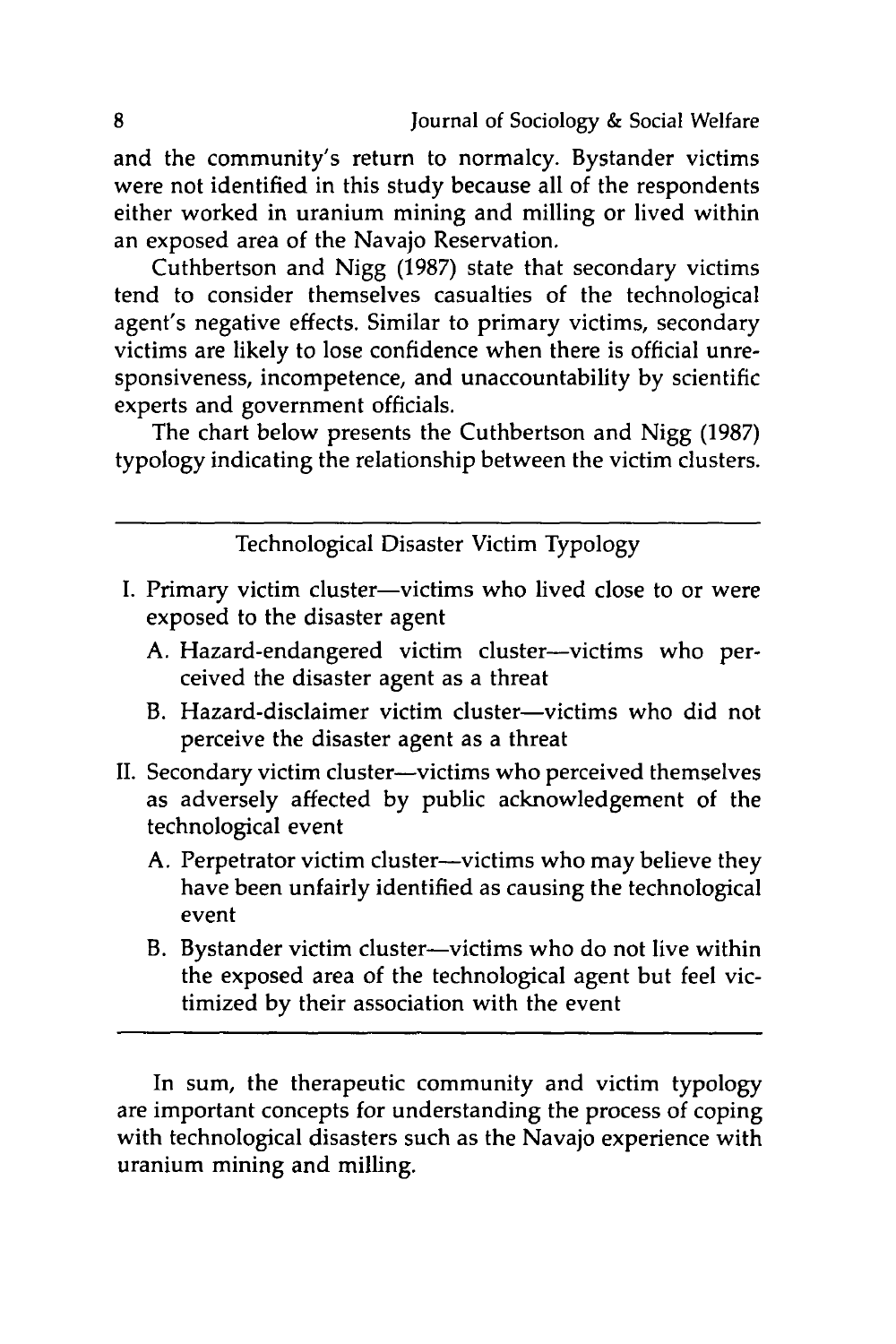and the community's return to normalcy. Bystander victims were not identified in this study because all of the respondents either worked in uranium mining and milling or lived within an exposed area of the Navajo Reservation.

Cuthbertson and Nigg (1987) state that secondary victims tend to consider themselves casualties of the technological agent's negative effects. Similar to primary victims, secondary victims are likely to lose confidence when there is official unresponsiveness, incompetence, and unaccountability by scientific experts and government officials.

The chart below presents the Cuthbertson and Nigg (1987) typology indicating the relationship between the victim clusters.

---

Technological Disaster Victim Typology

I. Primary victim cluster—victims who lived close to or were exposed to the disaster agent
   - A. Hazard-endangered victim cluster—victims who perceived the disaster agent as a threat
   - B. Hazard-disclaimer victim cluster—victims who did not perceive the disaster agent as a threat

II. Secondary victim cluster—victims who perceived themselves as adversely affected by public acknowledgement of the technological event
   - A. Perpetrator victim cluster—victims who may believe they have been unfairly identified as causing the technological event
   - B. Bystander victim cluster—victims who do not live within the exposed area of the technological agent but feel victimized by their association with the event

---

In sum, the therapeutic community and victim typology are important concepts for understanding the process of coping with technological disasters such as the Navajo experience with uranium mining and milling.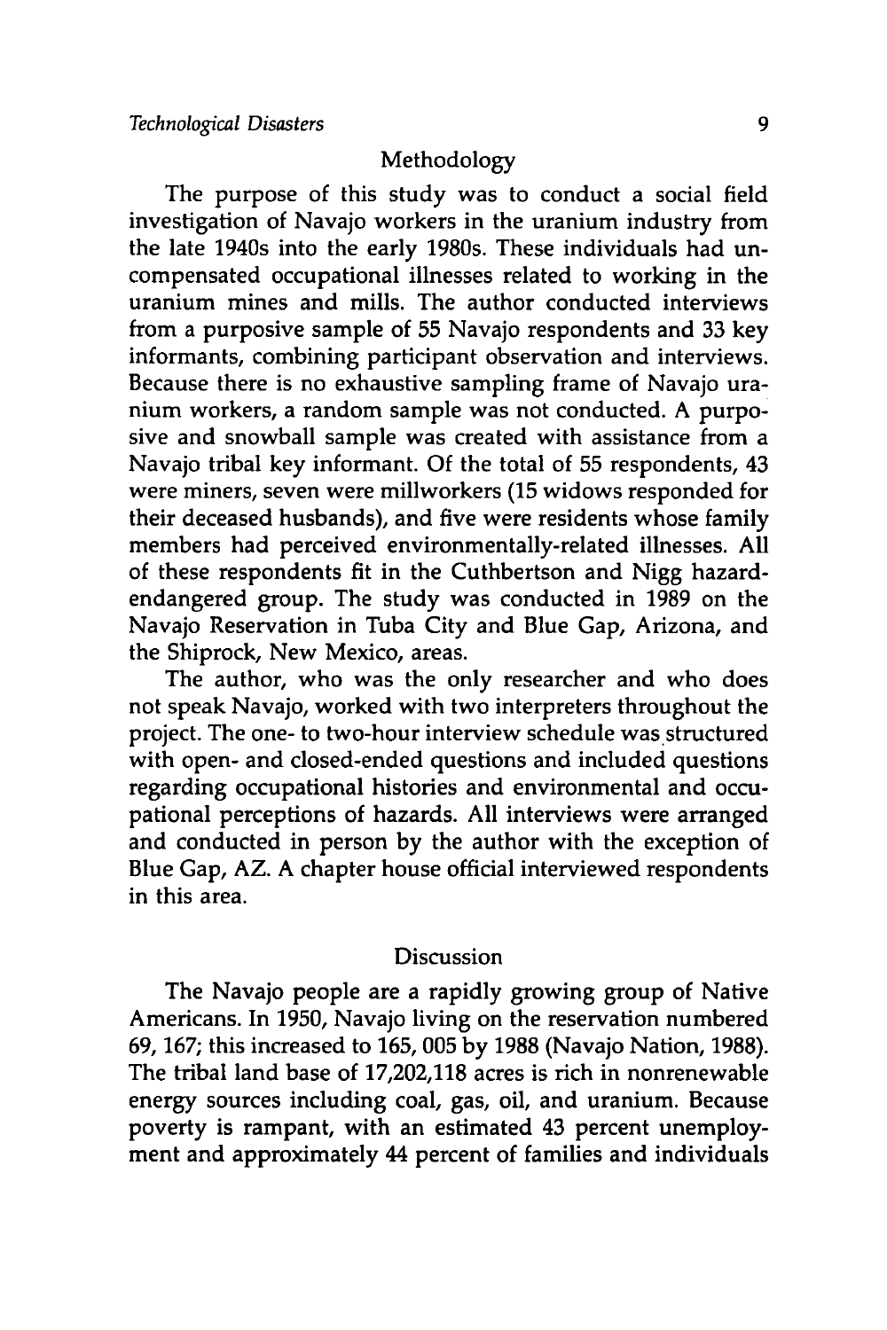## Methodology

The purpose of this study was to conduct a social field investigation of Navajo workers in the uranium industry from the late 1940s into the early 1980s. These individuals had uncompensated occupational illnesses related to working in the uranium mines and mills. The author conducted interviews from a purposive sample of 55 Navajo respondents and 33 key informants, combining participant observation and interviews. Because there is no exhaustive sampling frame of Navajo uranium workers, a random sample was not conducted. A purposive and snowball sample was created with assistance from a Navajo tribal key informant. Of the total of 55 respondents, 43 were miners, seven were millworkers (15 widows responded for their deceased husbands), and five were residents whose family members had perceived environmentally-related illnesses. All of these respondents fit in the Cuthbertson and Nigg hazard-endangered group. The study was conducted in 1989 on the Navajo Reservation in Tuba City and Blue Gap, Arizona, and the Shiprock, New Mexico, areas.

The author, who was the only researcher and who does not speak Navajo, worked with two interpreters throughout the project. The one- to two-hour interview schedule was structured with open- and closed-ended questions and included questions regarding occupational histories and environmental and occupational perceptions of hazards. All interviews were arranged and conducted in person by the author with the exception of Blue Gap, AZ. A chapter house official interviewed respondents in this area.

## Discussion

The Navajo people are a rapidly growing group of Native Americans. In 1950, Navajo living on the reservation numbered 69, 167; this increased to 165, 005 by 1988 (Navajo Nation, 1988). The tribal land base of 17,202,118 acres is rich in nonrenewable energy sources including coal, gas, oil, and uranium. Because poverty is rampant, with an estimated 43 percent unemployment and approximately 44 percent of families and individuals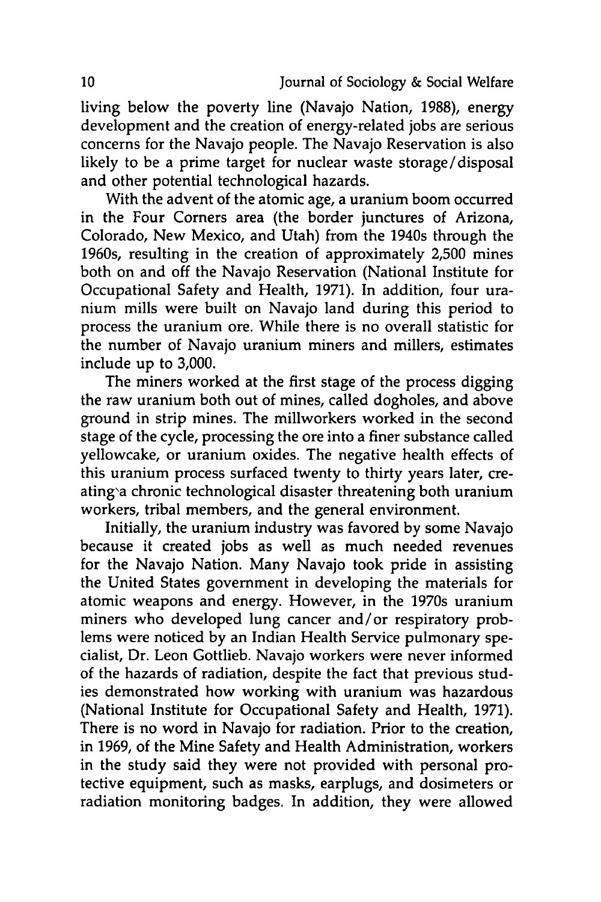living below the poverty line (Navajo Nation, 1988), energy development and the creation of energy-related jobs are serious concerns for the Navajo people. The Navajo Reservation is also likely to be a prime target for nuclear waste storage/disposal and other potential technological hazards.

With the advent of the atomic age, a uranium boom occurred in the Four Corners area (the border junctures of Arizona, Colorado, New Mexico, and Utah) from the 1940s through the 1960s, resulting in the creation of approximately 2,500 mines both on and off the Navajo Reservation (National Institute for Occupational Safety and Health, 1971). In addition, four uranium mills were built on Navajo land during this period to process the uranium ore. While there is no overall statistic for the number of Navajo uranium miners and millers, estimates include up to 3,000.

The miners worked at the first stage of the process digging the raw uranium both out of mines, called dogholes, and above ground in strip mines. The millworkers worked in the second stage of the cycle, processing the ore into a finer substance called yellowcake, or uranium oxides. The negative health effects of this uranium process surfaced twenty to thirty years later, creating a chronic technological disaster threatening both uranium workers, tribal members, and the general environment.

Initially, the uranium industry was favored by some Navajo because it created jobs as well as much needed revenues for the Navajo Nation. Many Navajo took pride in assisting the United States government in developing the materials for atomic weapons and energy. However, in the 1970s uranium miners who developed lung cancer and/or respiratory problems were noticed by an Indian Health Service pulmonary specialist, Dr. Leon Gottlieb. Navajo workers were never informed of the hazards of radiation, despite the fact that previous studies demonstrated how working with uranium was hazardous (National Institute for Occupational Safety and Health, 1971). There is no word in Navajo for radiation. Prior to the creation, in 1969, of the Mine Safety and Health Administration, workers in the study said they were not provided with personal protective equipment, such as masks, earplugs, and dosimeters or radiation monitoring badges. In addition, they were allowed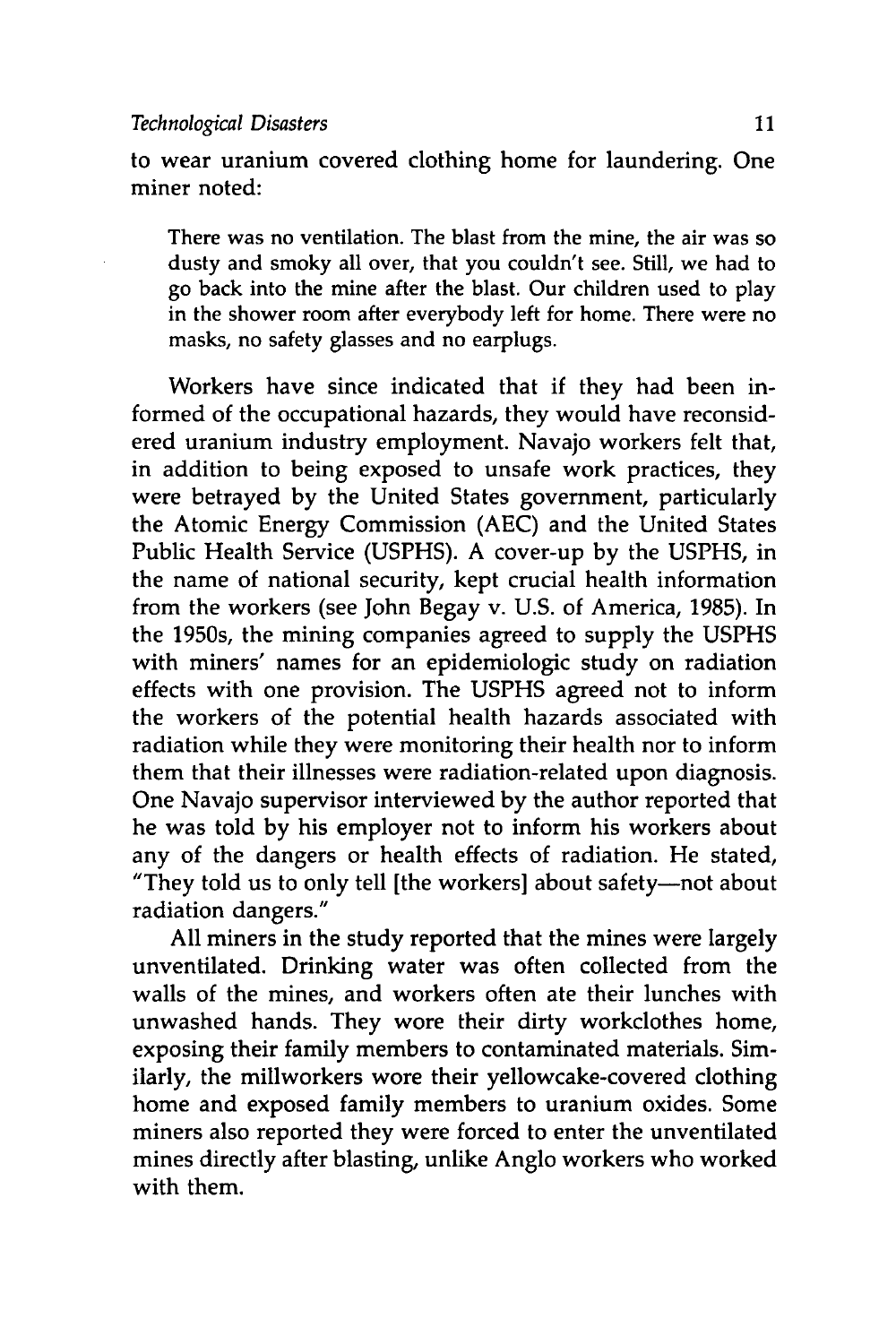to wear uranium covered clothing home for laundering. One miner noted:

> There was no ventilation. The blast from the mine, the air was so dusty and smoky all over, that you couldn't see. Still, we had to go back into the mine after the blast. Our children used to play in the shower room after everybody left for home. There were no masks, no safety glasses and no earplugs.

Workers have since indicated that if they had been informed of the occupational hazards, they would have reconsidered uranium industry employment. Navajo workers felt that, in addition to being exposed to unsafe work practices, they were betrayed by the United States government, particularly the Atomic Energy Commission (AEC) and the United States Public Health Service (USPHS). A cover-up by the USPHS, in the name of national security, kept crucial health information from the workers (see John Begay v. U.S. of America, 1985). In the 1950s, the mining companies agreed to supply the USPHS with miners' names for an epidemiologic study on radiation effects with one provision. The USPHS agreed not to inform the workers of the potential health hazards associated with radiation while they were monitoring their health nor to inform them that their illnesses were radiation-related upon diagnosis. One Navajo supervisor interviewed by the author reported that he was told by his employer not to inform his workers about any of the dangers or health effects of radiation. He stated, "They told us to only tell [the workers] about safety—not about radiation dangers."

All miners in the study reported that the mines were largely unventilated. Drinking water was often collected from the walls of the mines, and workers often ate their lunches with unwashed hands. They wore their dirty workclothes home, exposing their family members to contaminated materials. Similarly, the millworkers wore their yellowcake-covered clothing home and exposed family members to uranium oxides. Some miners also reported they were forced to enter the unventilated mines directly after blasting, unlike Anglo workers who worked with them.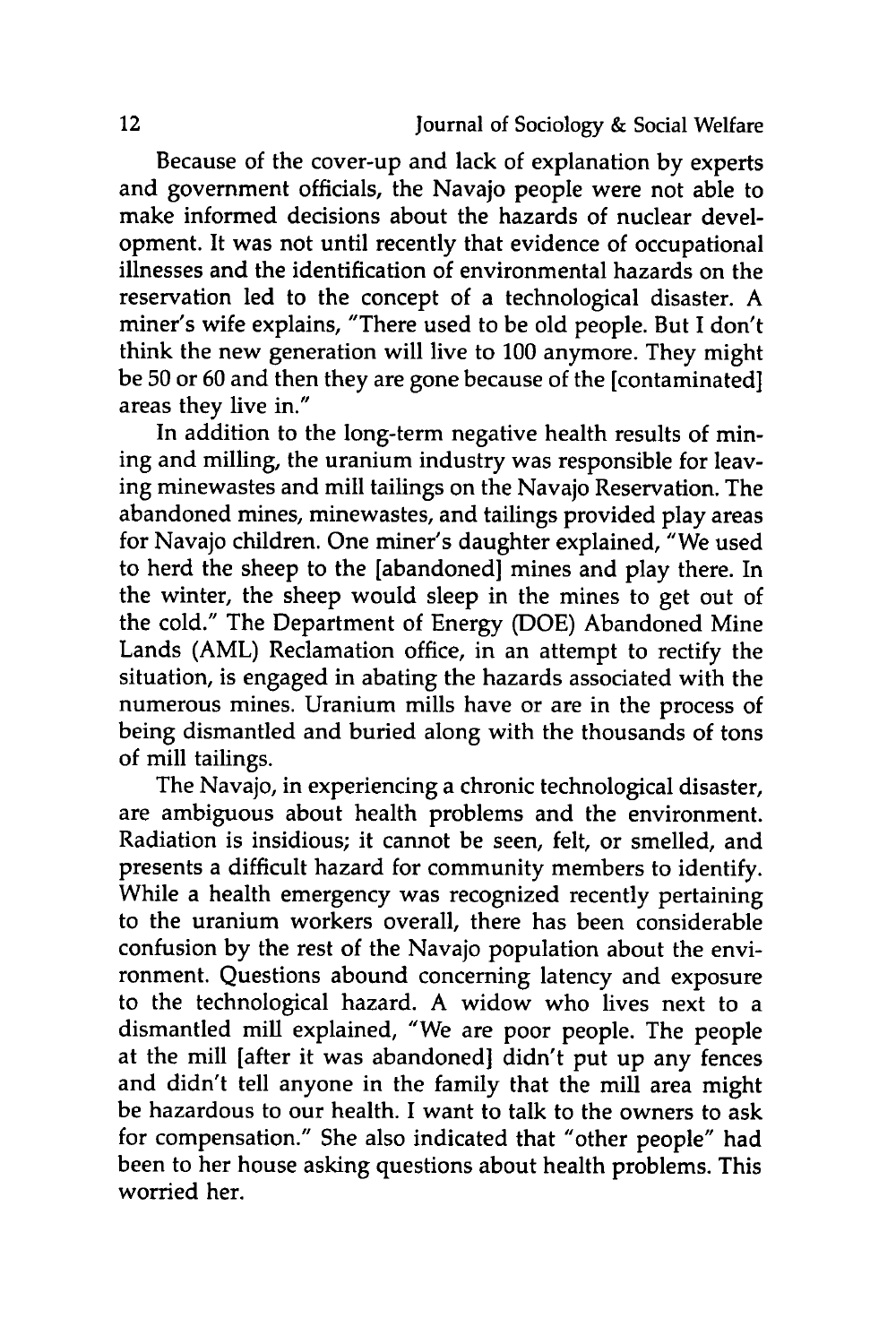Because of the cover-up and lack of explanation by experts and government officials, the Navajo people were not able to make informed decisions about the hazards of nuclear development. It was not until recently that evidence of occupational illnesses and the identification of environmental hazards on the reservation led to the concept of a technological disaster. A miner's wife explains, "There used to be old people. But I don't think the new generation will live to 100 anymore. They might be 50 or 60 and then they are gone because of the [contaminated] areas they live in."

In addition to the long-term negative health results of mining and milling, the uranium industry was responsible for leaving minewastes and mill tailings on the Navajo Reservation. The abandoned mines, minewastes, and tailings provided play areas for Navajo children. One miner's daughter explained, "We used to herd the sheep to the [abandoned] mines and play there. In the winter, the sheep would sleep in the mines to get out of the cold." The Department of Energy (DOE) Abandoned Mine Lands (AML) Reclamation office, in an attempt to rectify the situation, is engaged in abating the hazards associated with the numerous mines. Uranium mills have or are in the process of being dismantled and buried along with the thousands of tons of mill tailings.

The Navajo, in experiencing a chronic technological disaster, are ambiguous about health problems and the environment. Radiation is insidious; it cannot be seen, felt, or smelled, and presents a difficult hazard for community members to identify. While a health emergency was recognized recently pertaining to the uranium workers overall, there has been considerable confusion by the rest of the Navajo population about the environment. Questions abound concerning latency and exposure to the technological hazard. A widow who lives next to a dismantled mill explained, "We are poor people. The people at the mill [after it was abandoned] didn't put up any fences and didn't tell anyone in the family that the mill area might be hazardous to our health. I want to talk to the owners to ask for compensation." She also indicated that "other people" had been to her house asking questions about health problems. This worried her.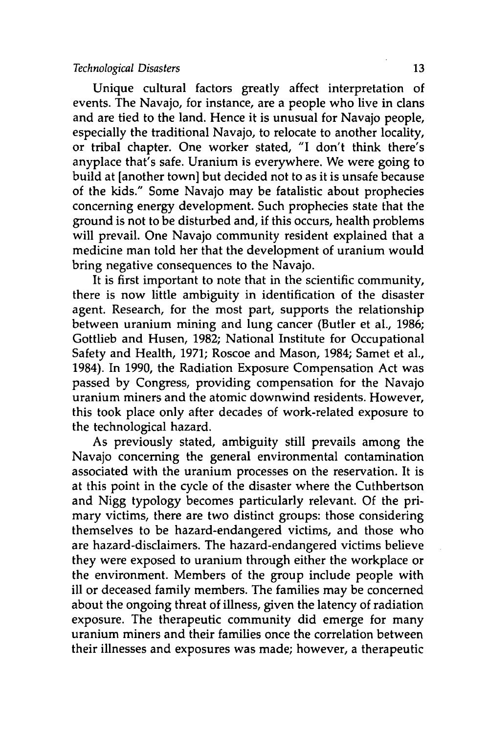Unique cultural factors greatly affect interpretation of events. The Navajo, for instance, are a people who live in clans and are tied to the land. Hence it is unusual for Navajo people, especially the traditional Navajo, to relocate to another locality, or tribal chapter. One worker stated, "I don't think there's anyplace that's safe. Uranium is everywhere. We were going to build at [another town] but decided not to as it is unsafe because of the kids." Some Navajo may be fatalistic about prophecies concerning energy development. Such prophecies state that the ground is not to be disturbed and, if this occurs, health problems will prevail. One Navajo community resident explained that a medicine man told her that the development of uranium would bring negative consequences to the Navajo.

It is first important to note that in the scientific community, there is now little ambiguity in identification of the disaster agent. Research, for the most part, supports the relationship between uranium mining and lung cancer (Butler et al., 1986; Gottlieb and Husen, 1982; National Institute for Occupational Safety and Health, 1971; Roscoe and Mason, 1984; Samet et al., 1984). In 1990, the Radiation Exposure Compensation Act was passed by Congress, providing compensation for the Navajo uranium miners and the atomic downwind residents. However, this took place only after decades of work-related exposure to the technological hazard.

As previously stated, ambiguity still prevails among the Navajo concerning the general environmental contamination associated with the uranium processes on the reservation. It is at this point in the cycle of the disaster where the Cuthbertson and Nigg typology becomes particularly relevant. Of the primary victims, there are two distinct groups: those considering themselves to be hazard-endangered victims, and those who are hazard-disclaimers. The hazard-endangered victims believe they were exposed to uranium through either the workplace or the environment. Members of the group include people with ill or deceased family members. The families may be concerned about the ongoing threat of illness, given the latency of radiation exposure. The therapeutic community did emerge for many uranium miners and their families once the correlation between their illnesses and exposures was made; however, a therapeutic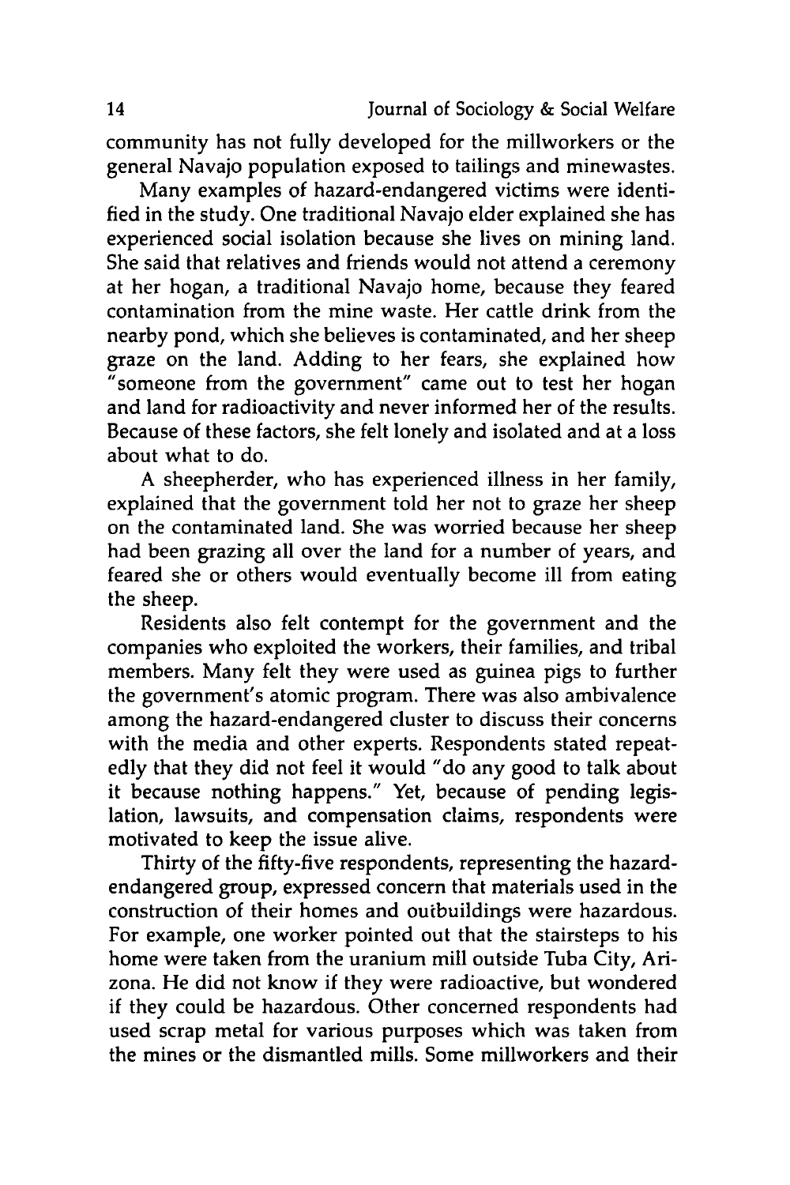community has not fully developed for the millworkers or the general Navajo population exposed to tailings and minewastes.

Many examples of hazard-endangered victims were identified in the study. One traditional Navajo elder explained she has experienced social isolation because she lives on mining land. She said that relatives and friends would not attend a ceremony at her hogan, a traditional Navajo home, because they feared contamination from the mine waste. Her cattle drink from the nearby pond, which she believes is contaminated, and her sheep graze on the land. Adding to her fears, she explained how "someone from the government" came out to test her hogan and land for radioactivity and never informed her of the results. Because of these factors, she felt lonely and isolated and at a loss about what to do.

A sheepherder, who has experienced illness in her family, explained that the government told her not to graze her sheep on the contaminated land. She was worried because her sheep had been grazing all over the land for a number of years, and feared she or others would eventually become ill from eating the sheep.

Residents also felt contempt for the government and the companies who exploited the workers, their families, and tribal members. Many felt they were used as guinea pigs to further the government's atomic program. There was also ambivalence among the hazard-endangered cluster to discuss their concerns with the media and other experts. Respondents stated repeatedly that they did not feel it would "do any good to talk about it because nothing happens." Yet, because of pending legislation, lawsuits, and compensation claims, respondents were motivated to keep the issue alive.

Thirty of the fifty-five respondents, representing the hazard-endangered group, expressed concern that materials used in the construction of their homes and outbuildings were hazardous. For example, one worker pointed out that the stairsteps to his home were taken from the uranium mill outside Tuba City, Arizona. He did not know if they were radioactive, but wondered if they could be hazardous. Other concerned respondents had used scrap metal for various purposes which was taken from the mines or the dismantled mills. Some millworkers and their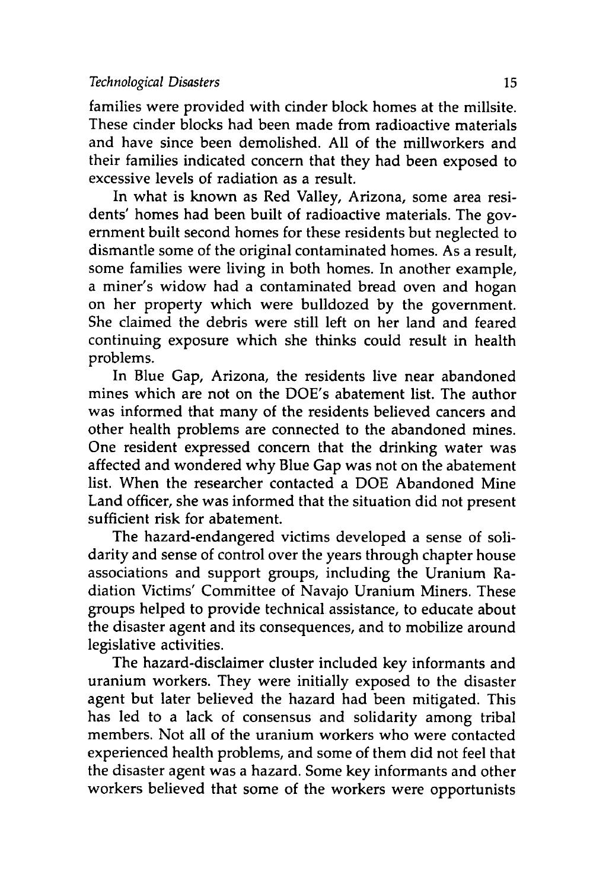families were provided with cinder block homes at the millsite. These cinder blocks had been made from radioactive materials and have since been demolished. All of the millworkers and their families indicated concern that they had been exposed to excessive levels of radiation as a result.

In what is known as Red Valley, Arizona, some area residents' homes had been built of radioactive materials. The government built second homes for these residents but neglected to dismantle some of the original contaminated homes. As a result, some families were living in both homes. In another example, a miner's widow had a contaminated bread oven and hogan on her property which were bulldozed by the government. She claimed the debris were still left on her land and feared continuing exposure which she thinks could result in health problems.

In Blue Gap, Arizona, the residents live near abandoned mines which are not on the DOE's abatement list. The author was informed that many of the residents believed cancers and other health problems are connected to the abandoned mines. One resident expressed concern that the drinking water was affected and wondered why Blue Gap was not on the abatement list. When the researcher contacted a DOE Abandoned Mine Land officer, she was informed that the situation did not present sufficient risk for abatement.

The hazard-endangered victims developed a sense of solidarity and sense of control over the years through chapter house associations and support groups, including the Uranium Radiation Victims' Committee of Navajo Uranium Miners. These groups helped to provide technical assistance, to educate about the disaster agent and its consequences, and to mobilize around legislative activities.

The hazard-disclaimer cluster included key informants and uranium workers. They were initially exposed to the disaster agent but later believed the hazard had been mitigated. This has led to a lack of consensus and solidarity among tribal members. Not all of the uranium workers who were contacted experienced health problems, and some of them did not feel that the disaster agent was a hazard. Some key informants and other workers believed that some of the workers were opportunists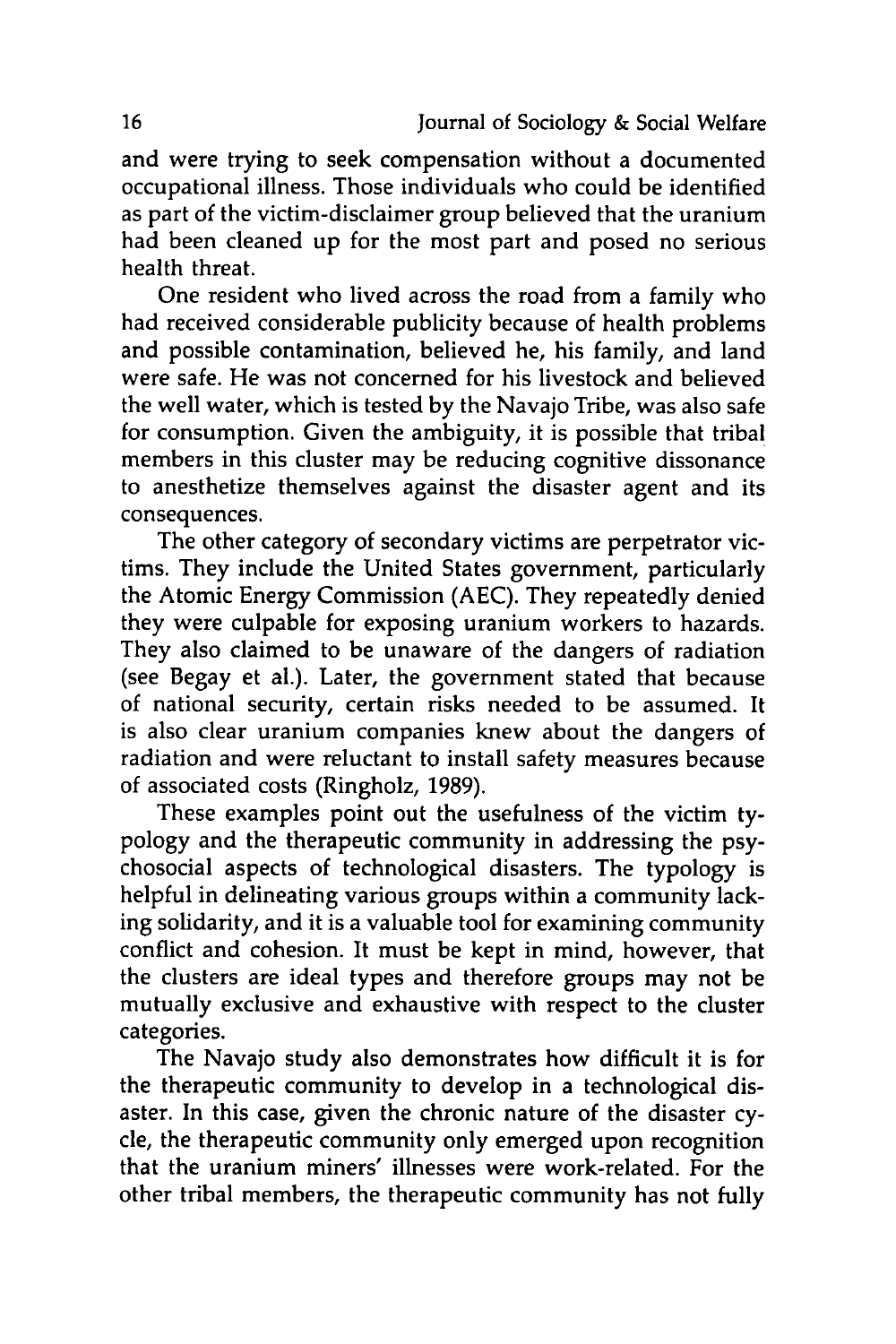and were trying to seek compensation without a documented occupational illness. Those individuals who could be identified as part of the victim-disclaimer group believed that the uranium had been cleaned up for the most part and posed no serious health threat.

One resident who lived across the road from a family who had received considerable publicity because of health problems and possible contamination, believed he, his family, and land were safe. He was not concerned for his livestock and believed the well water, which is tested by the Navajo Tribe, was also safe for consumption. Given the ambiguity, it is possible that tribal members in this cluster may be reducing cognitive dissonance to anesthetize themselves against the disaster agent and its consequences.

The other category of secondary victims are perpetrator victims. They include the United States government, particularly the Atomic Energy Commission (AEC). They repeatedly denied they were culpable for exposing uranium workers to hazards. They also claimed to be unaware of the dangers of radiation (see Begay et al.). Later, the government stated that because of national security, certain risks needed to be assumed. It is also clear uranium companies knew about the dangers of radiation and were reluctant to install safety measures because of associated costs (Ringholz, 1989).

These examples point out the usefulness of the victim typology and the therapeutic community in addressing the psychosocial aspects of technological disasters. The typology is helpful in delineating various groups within a community lacking solidarity, and it is a valuable tool for examining community conflict and cohesion. It must be kept in mind, however, that the clusters are ideal types and therefore groups may not be mutually exclusive and exhaustive with respect to the cluster categories.

The Navajo study also demonstrates how difficult it is for the therapeutic community to develop in a technological disaster. In this case, given the chronic nature of the disaster cycle, the therapeutic community only emerged upon recognition that the uranium miners' illnesses were work-related. For the other tribal members, the therapeutic community has not fully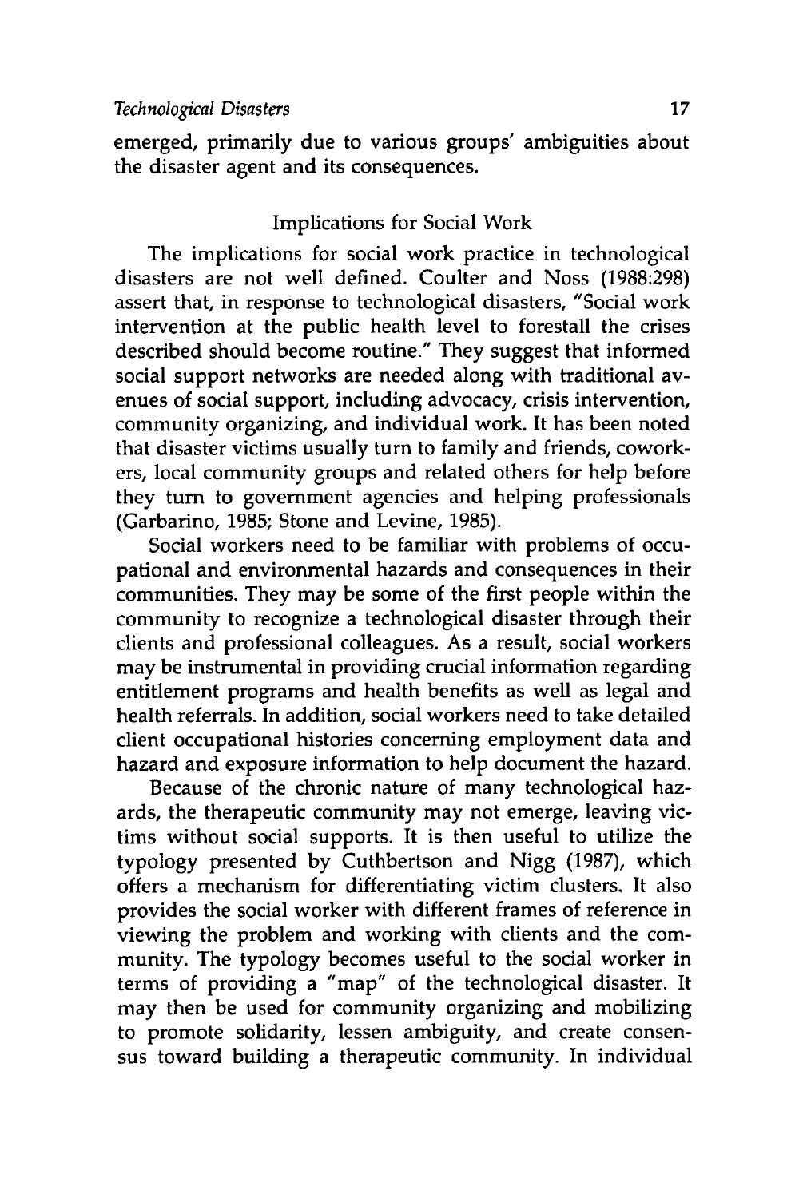emerged, primarily due to various groups' ambiguities about the disaster agent and its consequences.

## Implications for Social Work

The implications for social work practice in technological disasters are not well defined. Coulter and Noss (1988:298) assert that, in response to technological disasters, "Social work intervention at the public health level to forestall the crises described should become routine." They suggest that informed social support networks are needed along with traditional avenues of social support, including advocacy, crisis intervention, community organizing, and individual work. It has been noted that disaster victims usually turn to family and friends, coworkers, local community groups and related others for help before they turn to government agencies and helping professionals (Garbarino, 1985; Stone and Levine, 1985).

Social workers need to be familiar with problems of occupational and environmental hazards and consequences in their communities. They may be some of the first people within the community to recognize a technological disaster through their clients and professional colleagues. As a result, social workers may be instrumental in providing crucial information regarding entitlement programs and health benefits as well as legal and health referrals. In addition, social workers need to take detailed client occupational histories concerning employment data and hazard and exposure information to help document the hazard.

Because of the chronic nature of many technological hazards, the therapeutic community may not emerge, leaving victims without social supports. It is then useful to utilize the typology presented by Cuthbertson and Nigg (1987), which offers a mechanism for differentiating victim clusters. It also provides the social worker with different frames of reference in viewing the problem and working with clients and the community. The typology becomes useful to the social worker in terms of providing a "map" of the technological disaster. It may then be used for community organizing and mobilizing to promote solidarity, lessen ambiguity, and create consensus toward building a therapeutic community. In individual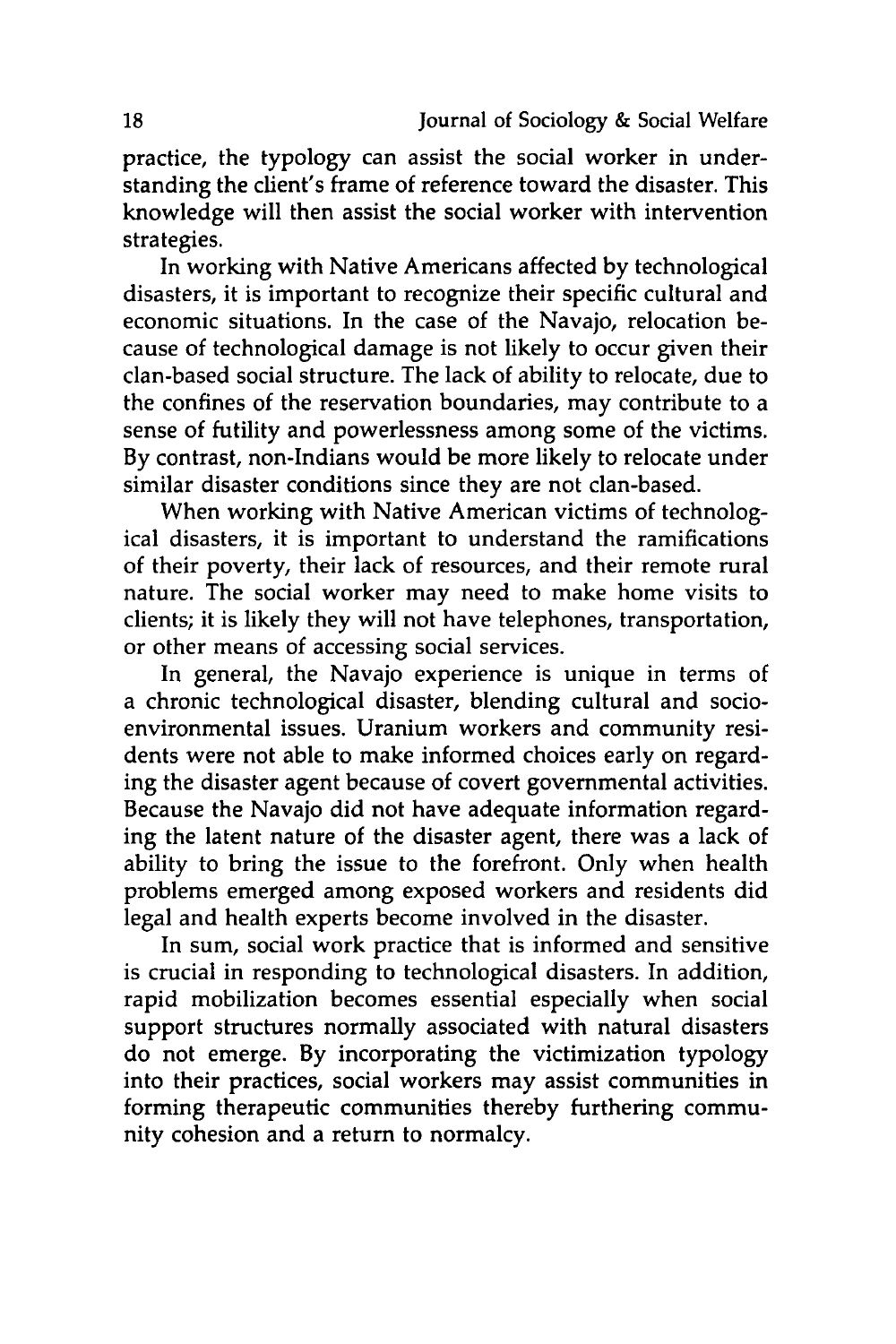practice, the typology can assist the social worker in understanding the client's frame of reference toward the disaster. This knowledge will then assist the social worker with intervention strategies.

In working with Native Americans affected by technological disasters, it is important to recognize their specific cultural and economic situations. In the case of the Navajo, relocation because of technological damage is not likely to occur given their clan-based social structure. The lack of ability to relocate, due to the confines of the reservation boundaries, may contribute to a sense of futility and powerlessness among some of the victims. By contrast, non-Indians would be more likely to relocate under similar disaster conditions since they are not clan-based.

When working with Native American victims of technological disasters, it is important to understand the ramifications of their poverty, their lack of resources, and their remote rural nature. The social worker may need to make home visits to clients; it is likely they will not have telephones, transportation, or other means of accessing social services.

In general, the Navajo experience is unique in terms of a chronic technological disaster, blending cultural and socio-environmental issues. Uranium workers and community residents were not able to make informed choices early on regarding the disaster agent because of covert governmental activities. Because the Navajo did not have adequate information regarding the latent nature of the disaster agent, there was a lack of ability to bring the issue to the forefront. Only when health problems emerged among exposed workers and residents did legal and health experts become involved in the disaster.

In sum, social work practice that is informed and sensitive is crucial in responding to technological disasters. In addition, rapid mobilization becomes essential especially when social support structures normally associated with natural disasters do not emerge. By incorporating the victimization typology into their practices, social workers may assist communities in forming therapeutic communities thereby furthering community cohesion and a return to normalcy.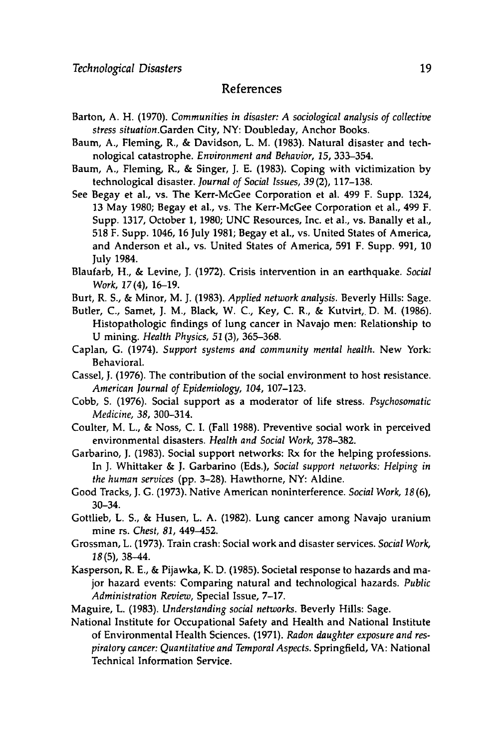## References

Barton, A. H. (1970). *Communities in disaster: A sociological analysis of collective stress situation*.Garden City, NY: Doubleday, Anchor Books.

Baum, A., Fleming, R., & Davidson, L. M. (1983). Natural disaster and technological catastrophe. *Environment and Behavior, 15*, 333–354.

Baum, A., Fleming, R., & Singer, J. E. (1983). Coping with victimization by technological disaster. *Journal of Social Issues, 39*(2), 117–138.

See Begay et al., vs. The Kerr-McGee Corporation et al. 499 F. Supp. 1324, 13 May 1980; Begay et al., vs. The Kerr-McGee Corporation et al., 499 F. Supp. 1317, October 1, 1980; UNC Resources, Inc. et al., vs. Banally et al., 518 F. Supp. 1046, 16 July 1981; Begay et al., vs. United States of America, and Anderson et al., vs. United States of America, 591 F. Supp. 991, 10 July 1984.

Blaufarb, H., & Levine, J. (1972). Crisis intervention in an earthquake. *Social Work, 17*(4), 16–19.

Burt, R. S., & Minor, M. J. (1983). *Applied network analysis*. Beverly Hills: Sage.

Butler, C., Samet, J. M., Black, W. C., Key, C. R., & Kutvirt, D. M. (1986). Histopathologic findings of lung cancer in Navajo men: Relationship to U mining. *Health Physics, 51*(3), 365–368.

Caplan, G. (1974). *Support systems and community mental health*. New York: Behavioral.

Cassel, J. (1976). The contribution of the social environment to host resistance. *American Journal of Epidemiology, 104*, 107–123.

Cobb, S. (1976). Social support as a moderator of life stress. *Psychosomatic Medicine, 38*, 300–314.

Coulter, M. L., & Noss, C. I. (Fall 1988). Preventive social work in perceived environmental disasters. *Health and Social Work*, 378–382.

Garbarino, J. (1983). Social support networks: Rx for the helping professions. In J. Whittaker & J. Garbarino (Eds.), *Social support networks: Helping in the human services* (pp. 3–28). Hawthorne, NY: Aldine.

Good Tracks, J. G. (1973). Native American noninterference. *Social Work, 18*(6), 30–34.

Gottlieb, L. S., & Husen, L. A. (1982). Lung cancer among Navajo uranium mine rs. *Chest, 81*, 449–452.

Grossman, L. (1973). Train crash: Social work and disaster services. *Social Work, 18*(5), 38–44.

Kasperson, R. E., & Pijawka, K. D. (1985). Societal response to hazards and major hazard events: Comparing natural and technological hazards. *Public Administration Review*, Special Issue, 7–17.

Maguire, L. (1983). *Understanding social networks*. Beverly Hills: Sage.

National Institute for Occupational Safety and Health and National Institute of Environmental Health Sciences. (1971). *Radon daughter exposure and respiratory cancer: Quantitative and Temporal Aspects*. Springfield, VA: National Technical Information Service.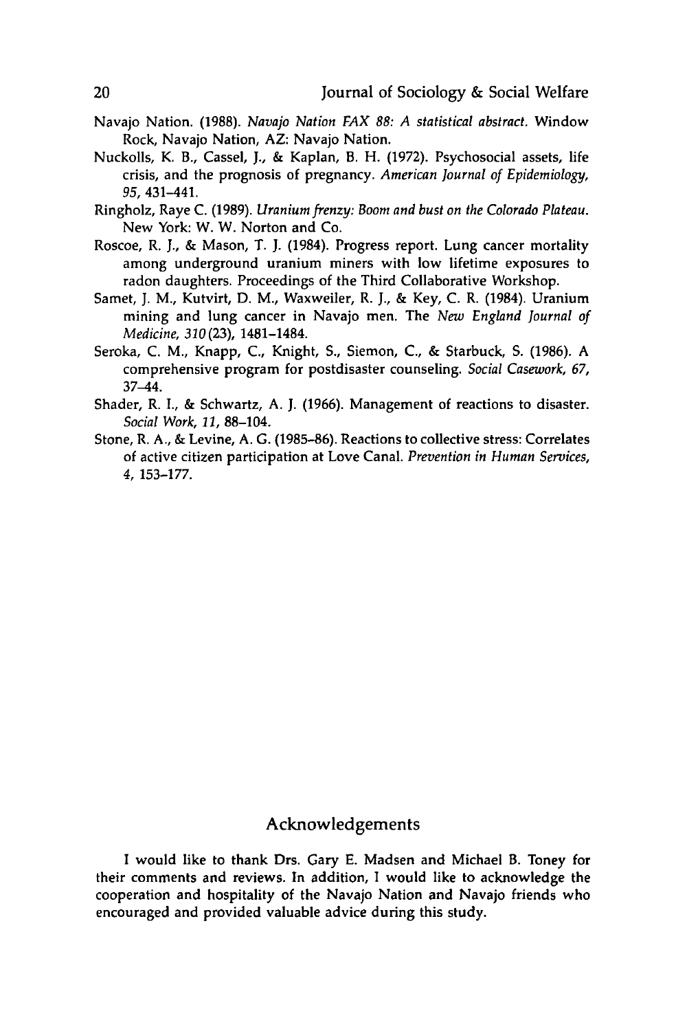Navajo Nation. (1988). *Navajo Nation FAX 88: A statistical abstract*. Window Rock, Navajo Nation, AZ: Navajo Nation.

Nuckolls, K. B., Cassel, J., & Kaplan, B. H. (1972). Psychosocial assets, life crisis, and the prognosis of pregnancy. *American Journal of Epidemiology, 95*, 431–441.

Ringholz, Raye C. (1989). *Uranium frenzy: Boom and bust on the Colorado Plateau*. New York: W. W. Norton and Co.

Roscoe, R. J., & Mason, T. J. (1984). Progress report. Lung cancer mortality among underground uranium miners with low lifetime exposures to radon daughters. Proceedings of the Third Collaborative Workshop.

Samet, J. M., Kutvirt, D. M., Waxweiler, R. J., & Key, C. R. (1984). Uranium mining and lung cancer in Navajo men. The *New England Journal of Medicine, 310*(23), 1481–1484.

Seroka, C. M., Knapp, C., Knight, S., Siemon, C., & Starbuck, S. (1986). A comprehensive program for postdisaster counseling. *Social Casework, 67*, 37–44.

Shader, R. I., & Schwartz, A. J. (1966). Management of reactions to disaster. *Social Work, 11*, 88–104.

Stone, R. A., & Levine, A. G. (1985–86). Reactions to collective stress: Correlates of active citizen participation at Love Canal. *Prevention in Human Services, 4*, 153–177.

## Acknowledgements

I would like to thank Drs. Gary E. Madsen and Michael B. Toney for their comments and reviews. In addition, I would like to acknowledge the cooperation and hospitality of the Navajo Nation and Navajo friends who encouraged and provided valuable advice during this study.